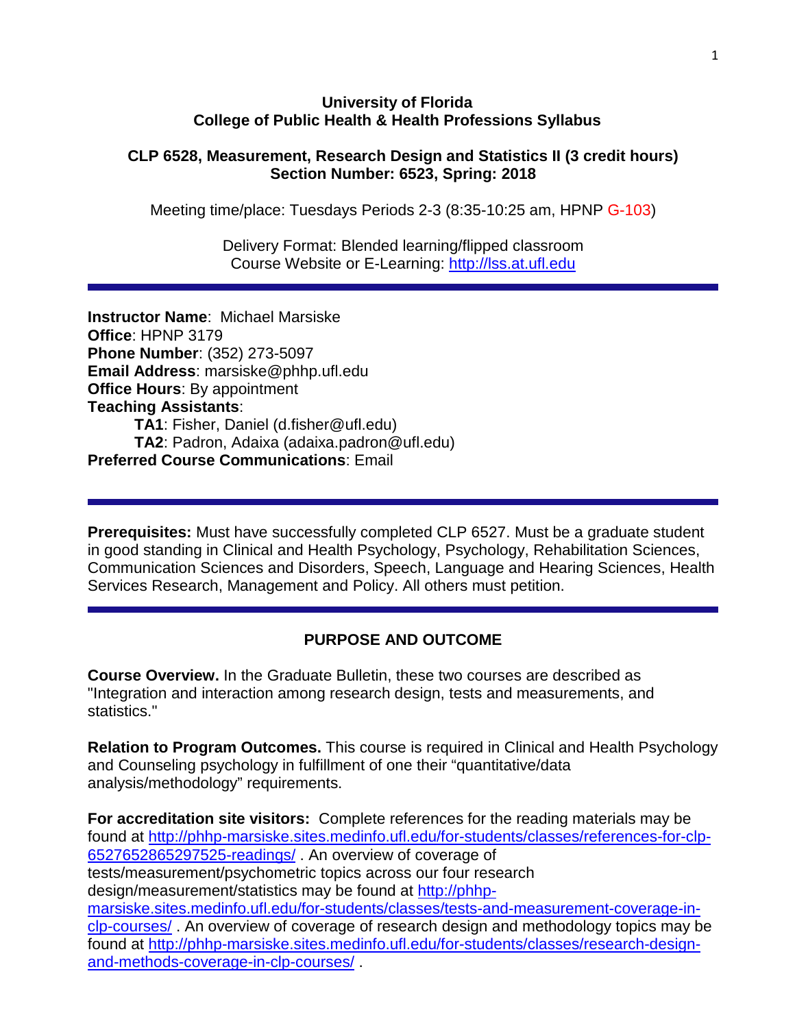**University of Florida**
**College of Public Health & Health Professions Syllabus**

**CLP 6528, Measurement, Research Design and Statistics II (3 credit hours)**
**Section Number: 6523, Spring: 2018**

Meeting time/place: Tuesdays Periods 2-3 (8:35-10:25 am, HPNP G-103)

Delivery Format: Blended learning/flipped classroom
Course Website or E-Learning: [http://lss.at.ufl.edu](http://lss.at.ufl.edu)

---

**Instructor Name**: Michael Marsiske
**Office**: HPNP 3179
**Phone Number**: (352) 273-5097
**Email Address**: marsiske@phhp.ufl.edu
**Office Hours**: By appointment
**Teaching Assistants**:
 **TA1**: Fisher, Daniel (d.fisher@ufl.edu)
 **TA2**: Padron, Adaixa (adaixa.padron@ufl.edu)
**Preferred Course Communications**: Email

---

**Prerequisites:** Must have successfully completed CLP 6527. Must be a graduate student in good standing in Clinical and Health Psychology, Psychology, Rehabilitation Sciences, Communication Sciences and Disorders, Speech, Language and Hearing Sciences, Health Services Research, Management and Policy. All others must petition.

---

## PURPOSE AND OUTCOME

**Course Overview.** In the Graduate Bulletin, these two courses are described as "Integration and interaction among research design, tests and measurements, and statistics."

**Relation to Program Outcomes.** This course is required in Clinical and Health Psychology and Counseling psychology in fulfillment of one their "quantitative/data analysis/methodology" requirements.

**For accreditation site visitors:** Complete references for the reading materials may be found at [http://phhp-marsiske.sites.medinfo.ufl.edu/for-students/classes/references-for-clp-6527652865297525-readings/](http://phhp-marsiske.sites.medinfo.ufl.edu/for-students/classes/references-for-clp-6527652865297525-readings/) . An overview of coverage of tests/measurement/psychometric topics across our four research design/measurement/statistics may be found at [http://phhp-marsiske.sites.medinfo.ufl.edu/for-students/classes/tests-and-measurement-coverage-in-clp-courses/](http://phhp-marsiske.sites.medinfo.ufl.edu/for-students/classes/tests-and-measurement-coverage-in-clp-courses/) . An overview of coverage of research design and methodology topics may be found at [http://phhp-marsiske.sites.medinfo.ufl.edu/for-students/classes/research-design-and-methods-coverage-in-clp-courses/](http://phhp-marsiske.sites.medinfo.ufl.edu/for-students/classes/research-design-and-methods-coverage-in-clp-courses/) .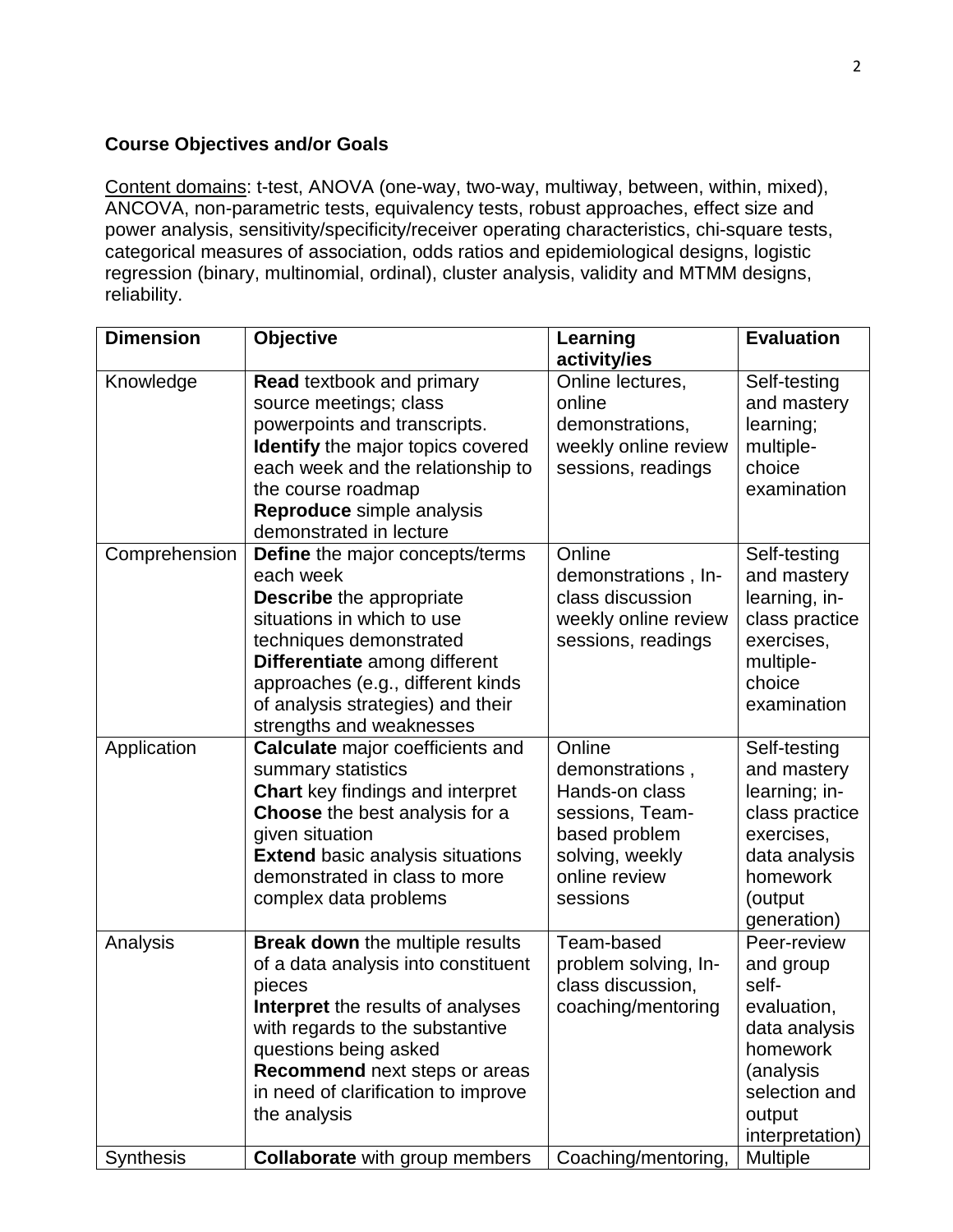**Course Objectives and/or Goals**

Content domains: t-test, ANOVA (one-way, two-way, multiway, between, within, mixed), ANCOVA, non-parametric tests, equivalency tests, robust approaches, effect size and power analysis, sensitivity/specificity/receiver operating characteristics, chi-square tests, categorical measures of association, odds ratios and epidemiological designs, logistic regression (binary, multinomial, ordinal), cluster analysis, validity and MTMM designs, reliability.

| Dimension | Objective | Learning activity/ies | Evaluation |
|---|---|---|---|
| Knowledge | **Read** textbook and primary source meetings; class powerpoints and transcripts. **Identify** the major topics covered each week and the relationship to the course roadmap **Reproduce** simple analysis demonstrated in lecture | Online lectures, online demonstrations, weekly online review sessions, readings | Self-testing and mastery learning; multiple-choice examination |
| Comprehension | **Define** the major concepts/terms each week **Describe** the appropriate situations in which to use techniques demonstrated **Differentiate** among different approaches (e.g., different kinds of analysis strategies) and their strengths and weaknesses | Online demonstrations , In-class discussion weekly online review sessions, readings | Self-testing and mastery learning, in-class practice exercises, multiple-choice examination |
| Application | **Calculate** major coefficients and summary statistics **Chart** key findings and interpret **Choose** the best analysis for a given situation **Extend** basic analysis situations demonstrated in class to more complex data problems | Online demonstrations , Hands-on class sessions, Team-based problem solving, weekly online review sessions | Self-testing and mastery learning; in-class practice exercises, data analysis homework (output generation) |
| Analysis | **Break down** the multiple results of a data analysis into constituent pieces **Interpret** the results of analyses with regards to the substantive questions being asked **Recommend** next steps or areas in need of clarification to improve the analysis | Team-based problem solving, In-class discussion, coaching/mentoring | Peer-review and group self-evaluation, data analysis homework (analysis selection and output interpretation) |
| Synthesis | **Collaborate** with group members | Coaching/mentoring, | Multiple |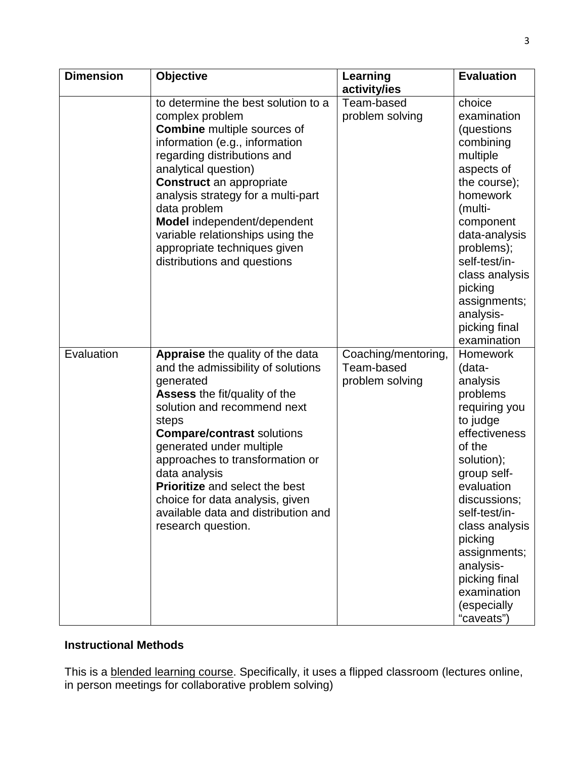| Dimension | Objective | Learning activity/ies | Evaluation |
|---|---|---|---|
| | to determine the best solution to a complex problem **Combine** multiple sources of information (e.g., information regarding distributions and analytical question) **Construct** an appropriate analysis strategy for a multi-part data problem **Model** independent/dependent variable relationships using the appropriate techniques given distributions and questions | Team-based problem solving | choice examination (questions combining multiple aspects of the course); homework (multi-component data-analysis problems); self-test/in-class analysis picking assignments; analysis-picking final examination |
| Evaluation | **Appraise** the quality of the data and the admissibility of solutions generated **Assess** the fit/quality of the solution and recommend next steps **Compare/contrast** solutions generated under multiple approaches to transformation or data analysis **Prioritize** and select the best choice for data analysis, given available data and distribution and research question. | Coaching/mentoring, Team-based problem solving | Homework (data-analysis problems requiring you to judge effectiveness of the solution); group self-evaluation discussions; self-test/in-class analysis picking assignments; analysis-picking final examination (especially "caveats") |

**Instructional Methods**

This is a blended learning course. Specifically, it uses a flipped classroom (lectures online, in person meetings for collaborative problem solving)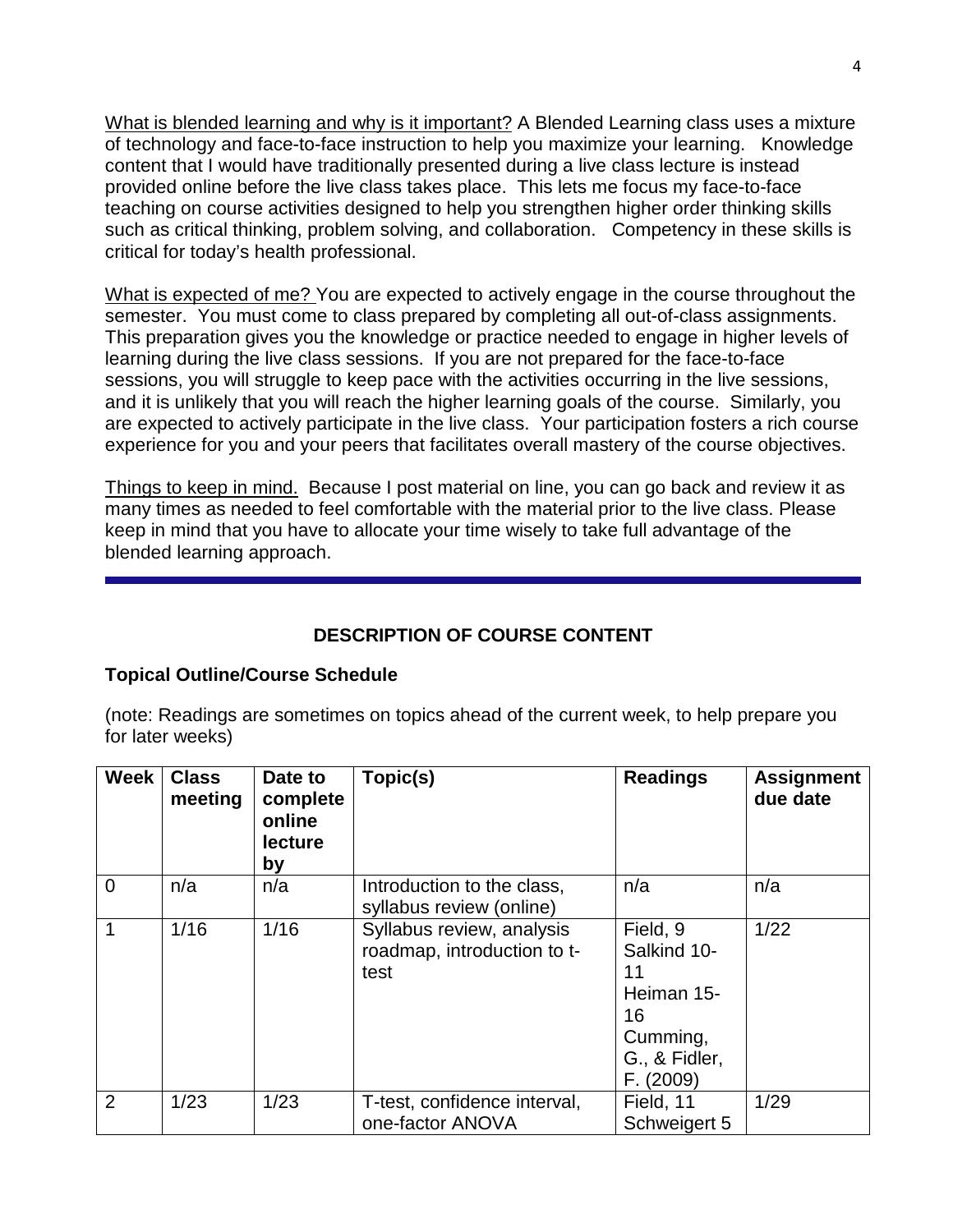What is blended learning and why is it important? A Blended Learning class uses a mixture of technology and face-to-face instruction to help you maximize your learning. Knowledge content that I would have traditionally presented during a live class lecture is instead provided online before the live class takes place. This lets me focus my face-to-face teaching on course activities designed to help you strengthen higher order thinking skills such as critical thinking, problem solving, and collaboration. Competency in these skills is critical for today's health professional.

What is expected of me? You are expected to actively engage in the course throughout the semester. You must come to class prepared by completing all out-of-class assignments. This preparation gives you the knowledge or practice needed to engage in higher levels of learning during the live class sessions. If you are not prepared for the face-to-face sessions, you will struggle to keep pace with the activities occurring in the live sessions, and it is unlikely that you will reach the higher learning goals of the course. Similarly, you are expected to actively participate in the live class. Your participation fosters a rich course experience for you and your peers that facilitates overall mastery of the course objectives.

Things to keep in mind. Because I post material on line, you can go back and review it as many times as needed to feel comfortable with the material prior to the live class. Please keep in mind that you have to allocate your time wisely to take full advantage of the blended learning approach.

---

## DESCRIPTION OF COURSE CONTENT

### Topical Outline/Course Schedule

(note: Readings are sometimes on topics ahead of the current week, to help prepare you for later weeks)

| Week | Class meeting | Date to complete online lecture by | Topic(s) | Readings | Assignment due date |
|---|---|---|---|---|---|
| 0 | n/a | n/a | Introduction to the class, syllabus review (online) | n/a | n/a |
| 1 | 1/16 | 1/16 | Syllabus review, analysis roadmap, introduction to t-test | Field, 9<br>Salkind 10-11<br>Heiman 15-16<br>Cumming, G., & Fidler, F. (2009) | 1/22 |
| 2 | 1/23 | 1/23 | T-test, confidence interval, one-factor ANOVA | Field, 11<br>Schweigert 5 | 1/29 |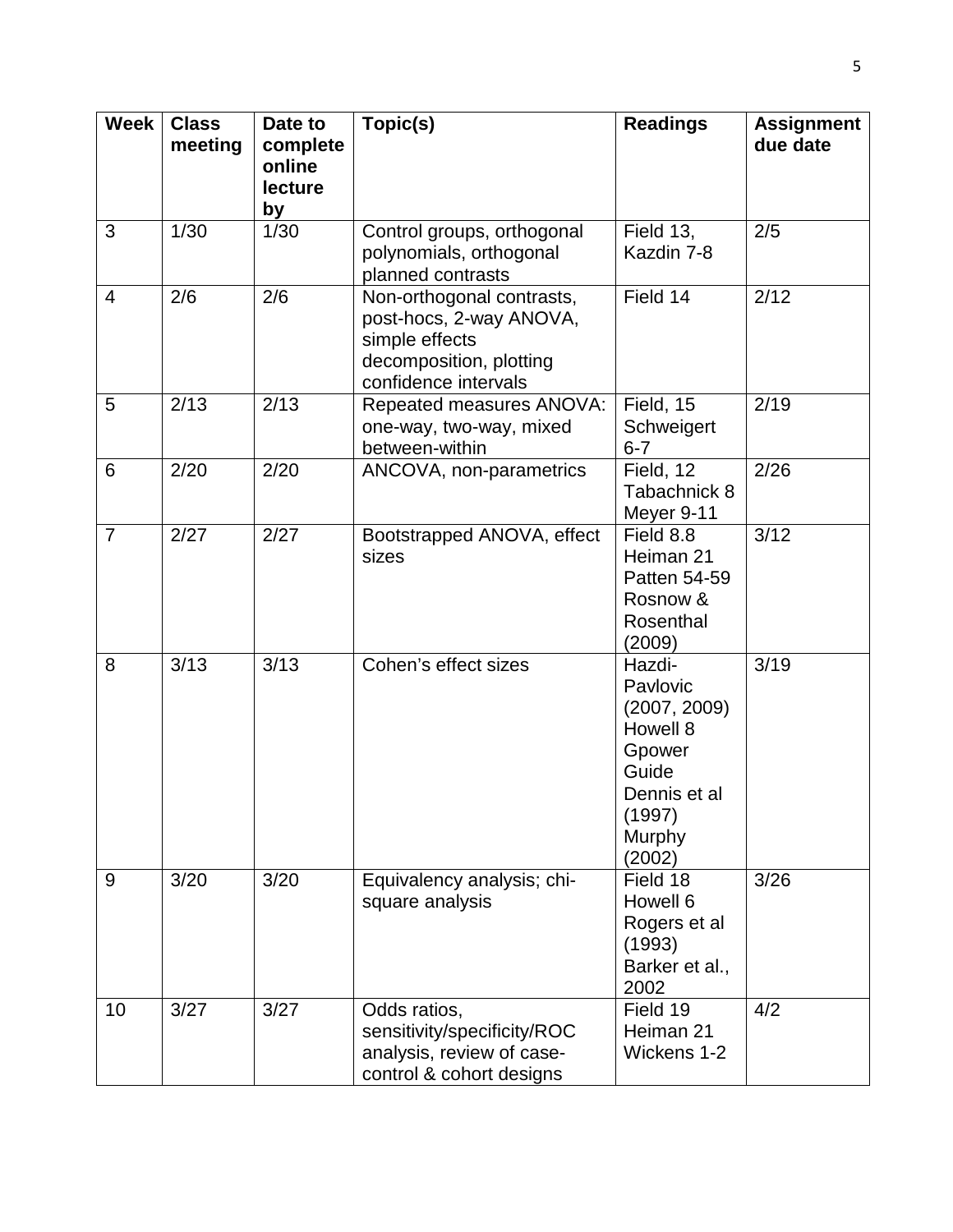| Week | Class meeting | Date to complete online lecture by | Topic(s) | Readings | Assignment due date |
|---|---|---|---|---|---|
| 3 | 1/30 | 1/30 | Control groups, orthogonal polynomials, orthogonal planned contrasts | Field 13, Kazdin 7-8 | 2/5 |
| 4 | 2/6 | 2/6 | Non-orthogonal contrasts, post-hocs, 2-way ANOVA, simple effects decomposition, plotting confidence intervals | Field 14 | 2/12 |
| 5 | 2/13 | 2/13 | Repeated measures ANOVA: one-way, two-way, mixed between-within | Field, 15 Schweigert 6-7 | 2/19 |
| 6 | 2/20 | 2/20 | ANCOVA, non-parametrics | Field, 12 Tabachnick 8 Meyer 9-11 | 2/26 |
| 7 | 2/27 | 2/27 | Bootstrapped ANOVA, effect sizes | Field 8.8 Heiman 21 Patten 54-59 Rosnow & Rosenthal (2009) | 3/12 |
| 8 | 3/13 | 3/13 | Cohen's effect sizes | Hazdi-Pavlovic (2007, 2009) Howell 8 Gpower Guide Dennis et al (1997) Murphy (2002) | 3/19 |
| 9 | 3/20 | 3/20 | Equivalency analysis; chi-square analysis | Field 18 Howell 6 Rogers et al (1993) Barker et al., 2002 | 3/26 |
| 10 | 3/27 | 3/27 | Odds ratios, sensitivity/specificity/ROC analysis, review of case-control & cohort designs | Field 19 Heiman 21 Wickens 1-2 | 4/2 |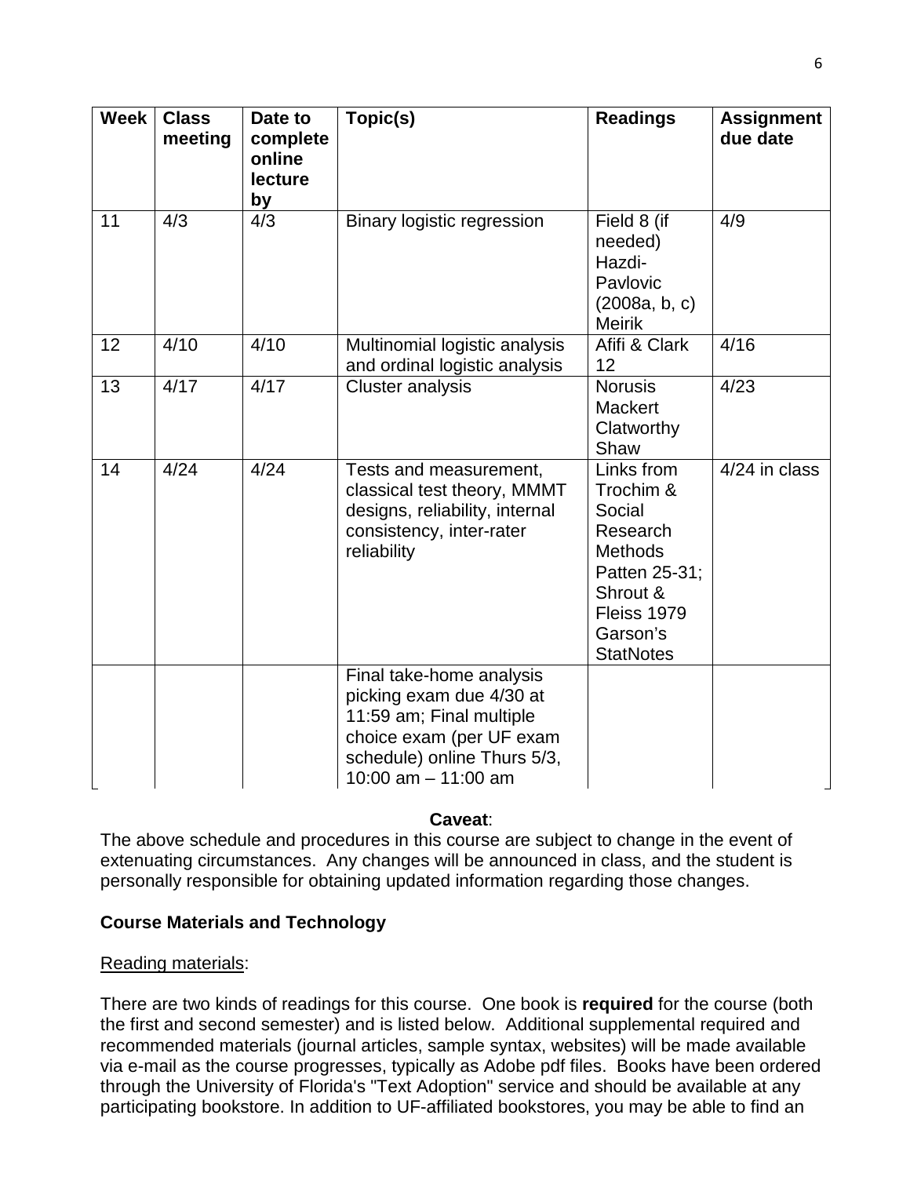| Week | Class meeting | Date to complete online lecture by | Topic(s) | Readings | Assignment due date |
|---|---|---|---|---|---|
| 11 | 4/3 | 4/3 | Binary logistic regression | Field 8 (if needed) Hazdi-Pavlovic (2008a, b, c) Meirik | 4/9 |
| 12 | 4/10 | 4/10 | Multinomial logistic analysis and ordinal logistic analysis | Afifi & Clark 12 | 4/16 |
| 13 | 4/17 | 4/17 | Cluster analysis | Norusis Mackert Clatworthy Shaw | 4/23 |
| 14 | 4/24 | 4/24 | Tests and measurement, classical test theory, MMMT designs, reliability, internal consistency, inter-rater reliability | Links from Trochim & Social Research Methods Patten 25-31; Shrout & Fleiss 1979 Garson's StatNotes | 4/24 in class |
| | | | Final take-home analysis picking exam due 4/30 at 11:59 am; Final multiple choice exam (per UF exam schedule) online Thurs 5/3, 10:00 am – 11:00 am | | |

**Caveat**:

The above schedule and procedures in this course are subject to change in the event of extenuating circumstances. Any changes will be announced in class, and the student is personally responsible for obtaining updated information regarding those changes.

### Course Materials and Technology

Reading materials:

There are two kinds of readings for this course. One book is **required** for the course (both the first and second semester) and is listed below. Additional supplemental required and recommended materials (journal articles, sample syntax, websites) will be made available via e-mail as the course progresses, typically as Adobe pdf files. Books have been ordered through the University of Florida's "Text Adoption" service and should be available at any participating bookstore. In addition to UF-affiliated bookstores, you may be able to find an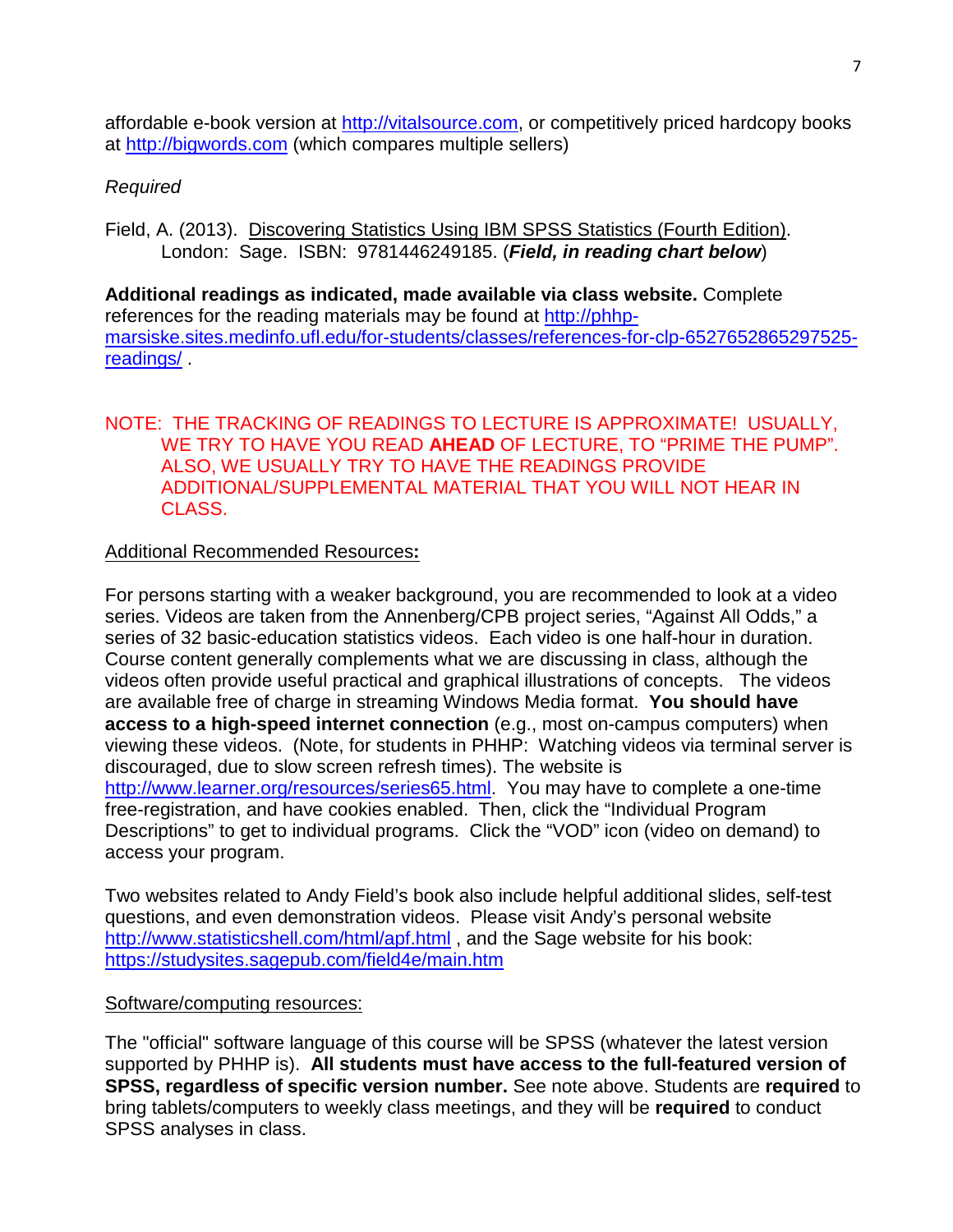affordable e-book version at http://vitalsource.com, or competitively priced hardcopy books at http://bigwords.com (which compares multiple sellers)

*Required*

Field, A. (2013). Discovering Statistics Using IBM SPSS Statistics (Fourth Edition). London: Sage. ISBN: 9781446249185. (***Field, in reading chart below***)

**Additional readings as indicated, made available via class website.** Complete references for the reading materials may be found at http://phhp-marsiske.sites.medinfo.ufl.edu/for-students/classes/references-for-clp-6527652865297525-readings/ .

NOTE: THE TRACKING OF READINGS TO LECTURE IS APPROXIMATE! USUALLY, WE TRY TO HAVE YOU READ **AHEAD** OF LECTURE, TO "PRIME THE PUMP". ALSO, WE USUALLY TRY TO HAVE THE READINGS PROVIDE ADDITIONAL/SUPPLEMENTAL MATERIAL THAT YOU WILL NOT HEAR IN CLASS.

Additional Recommended Resources**:**

For persons starting with a weaker background, you are recommended to look at a video series. Videos are taken from the Annenberg/CPB project series, "Against All Odds," a series of 32 basic-education statistics videos. Each video is one half-hour in duration. Course content generally complements what we are discussing in class, although the videos often provide useful practical and graphical illustrations of concepts. The videos are available free of charge in streaming Windows Media format. **You should have access to a high-speed internet connection** (e.g., most on-campus computers) when viewing these videos. (Note, for students in PHHP: Watching videos via terminal server is discouraged, due to slow screen refresh times). The website is http://www.learner.org/resources/series65.html. You may have to complete a one-time free-registration, and have cookies enabled. Then, click the "Individual Program Descriptions" to get to individual programs. Click the "VOD" icon (video on demand) to access your program.

Two websites related to Andy Field's book also include helpful additional slides, self-test questions, and even demonstration videos. Please visit Andy's personal website http://www.statisticshell.com/html/apf.html , and the Sage website for his book: https://studysites.sagepub.com/field4e/main.htm

Software/computing resources:

The "official" software language of this course will be SPSS (whatever the latest version supported by PHHP is). **All students must have access to the full-featured version of SPSS, regardless of specific version number.** See note above. Students are **required** to bring tablets/computers to weekly class meetings, and they will be **required** to conduct SPSS analyses in class.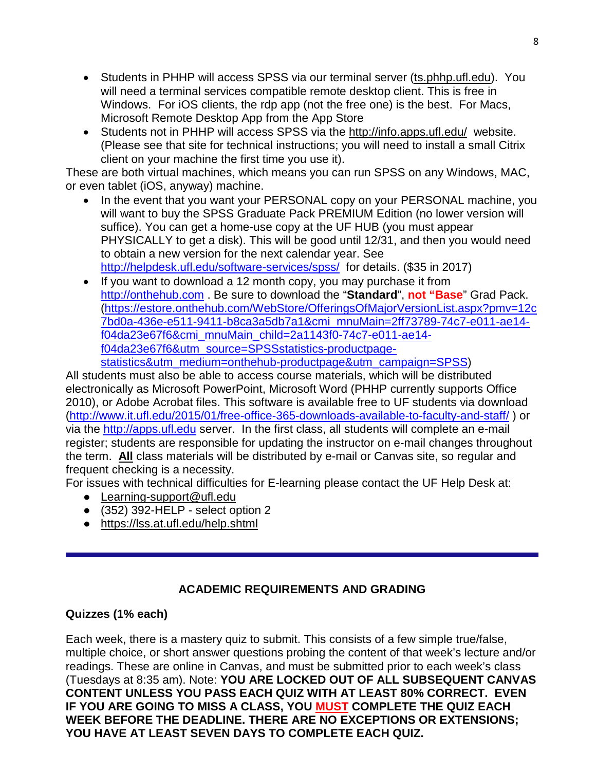- Students in PHHP will access SPSS via our terminal server (ts.phhp.ufl.edu). You will need a terminal services compatible remote desktop client. This is free in Windows. For iOS clients, the rdp app (not the free one) is the best. For Macs, Microsoft Remote Desktop App from the App Store
- Students not in PHHP will access SPSS via the http://info.apps.ufl.edu/ website. (Please see that site for technical instructions; you will need to install a small Citrix client on your machine the first time you use it).

These are both virtual machines, which means you can run SPSS on any Windows, MAC, or even tablet (iOS, anyway) machine.

- In the event that you want your PERSONAL copy on your PERSONAL machine, you will want to buy the SPSS Graduate Pack PREMIUM Edition (no lower version will suffice). You can get a home-use copy at the UF HUB (you must appear PHYSICALLY to get a disk). This will be good until 12/31, and then you would need to obtain a new version for the next calendar year. See http://helpdesk.ufl.edu/software-services/spss/ for details. ($35 in 2017)
- If you want to download a 12 month copy, you may purchase it from http://onthehub.com . Be sure to download the "**Standard**", **not "Base**" Grad Pack. (https://estore.onthehub.com/WebStore/OfferingsOfMajorVersionList.aspx?pmv=12c7bd0a-436e-e511-9411-b8ca3a5db7a1&cmi_mnuMain=2ff73789-74c7-e011-ae14-f04da23e67f6&cmi_mnuMain_child=2a1143f0-74c7-e011-ae14-f04da23e67f6&utm_source=SPSSstatistics-productpage-statistics&utm_medium=onthehub-productpage&utm_campaign=SPSS)

All students must also be able to access course materials, which will be distributed electronically as Microsoft PowerPoint, Microsoft Word (PHHP currently supports Office 2010), or Adobe Acrobat files. This software is available free to UF students via download (http://www.it.ufl.edu/2015/01/free-office-365-downloads-available-to-faculty-and-staff/ ) or via the http://apps.ufl.edu server. In the first class, all students will complete an e-mail register; students are responsible for updating the instructor on e-mail changes throughout the term. **All** class materials will be distributed by e-mail or Canvas site, so regular and frequent checking is a necessity.

For issues with technical difficulties for E-learning please contact the UF Help Desk at:

- Learning-support@ufl.edu
- (352) 392-HELP - select option 2
- https://lss.at.ufl.edu/help.shtml

---

## ACADEMIC REQUIREMENTS AND GRADING

### Quizzes (1% each)

Each week, there is a mastery quiz to submit. This consists of a few simple true/false, multiple choice, or short answer questions probing the content of that week's lecture and/or readings. These are online in Canvas, and must be submitted prior to each week's class (Tuesdays at 8:35 am). Note: **YOU ARE LOCKED OUT OF ALL SUBSEQUENT CANVAS CONTENT UNLESS YOU PASS EACH QUIZ WITH AT LEAST 80% CORRECT. EVEN IF YOU ARE GOING TO MISS A CLASS, YOU MUST COMPLETE THE QUIZ EACH WEEK BEFORE THE DEADLINE. THERE ARE NO EXCEPTIONS OR EXTENSIONS; YOU HAVE AT LEAST SEVEN DAYS TO COMPLETE EACH QUIZ.**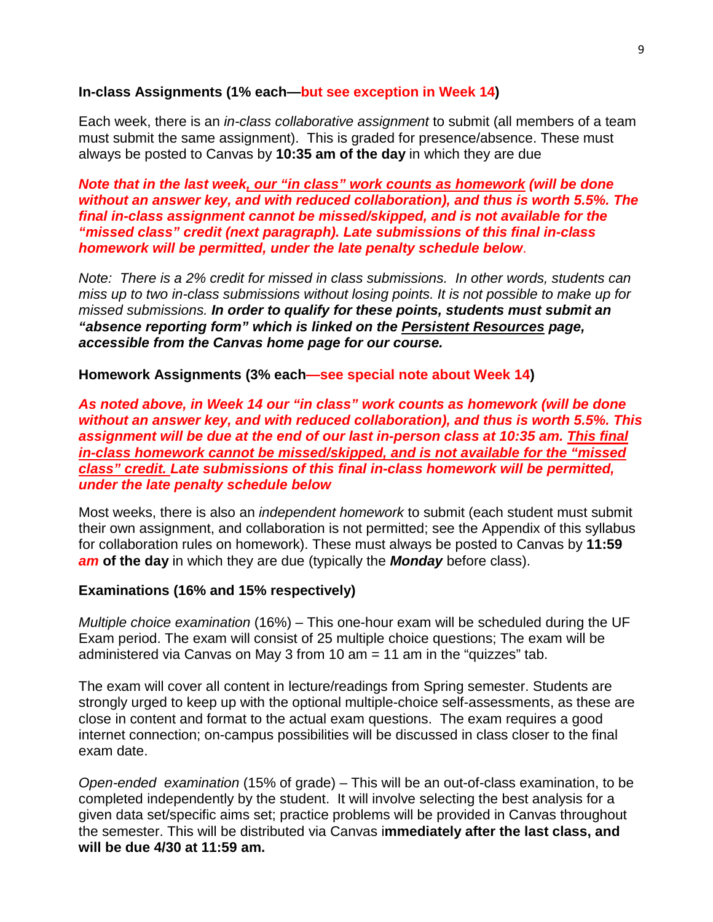**In-class Assignments (1% each—but see exception in Week 14)**

Each week, there is an *in-class collaborative assignment* to submit (all members of a team must submit the same assignment). This is graded for presence/absence. These must always be posted to Canvas by **10:35 am of the day** in which they are due

***Note that in the last week, our "in class" work counts as homework (will be done without an answer key, and with reduced collaboration), and thus is worth 5.5%. The final in-class assignment cannot be missed/skipped, and is not available for the "missed class" credit (next paragraph). Late submissions of this final in-class homework will be permitted, under the late penalty schedule below***.

*Note: There is a 2% credit for missed in class submissions. In other words, students can miss up to two in-class submissions without losing points. It is not possible to make up for missed submissions.* ***In order to qualify for these points, students must submit an "absence reporting form" which is linked on the Persistent Resources page, accessible from the Canvas home page for our course.***

**Homework Assignments (3% each—see special note about Week 14)**

***As noted above, in Week 14 our "in class" work counts as homework (will be done without an answer key, and with reduced collaboration), and thus is worth 5.5%. This assignment will be due at the end of our last in-person class at 10:35 am. This final in-class homework cannot be missed/skipped, and is not available for the "missed class" credit. Late submissions of this final in-class homework will be permitted, under the late penalty schedule below***

Most weeks, there is also an *independent homework* to submit (each student must submit their own assignment, and collaboration is not permitted; see the Appendix of this syllabus for collaboration rules on homework). These must always be posted to Canvas by **11:59 *am* of the day** in which they are due (typically the ***Monday*** before class).

**Examinations (16% and 15% respectively)**

*Multiple choice examination* (16%) – This one-hour exam will be scheduled during the UF Exam period. The exam will consist of 25 multiple choice questions; The exam will be administered via Canvas on May 3 from 10 am = 11 am in the "quizzes" tab.

The exam will cover all content in lecture/readings from Spring semester. Students are strongly urged to keep up with the optional multiple-choice self-assessments, as these are close in content and format to the actual exam questions. The exam requires a good internet connection; on-campus possibilities will be discussed in class closer to the final exam date.

*Open-ended examination* (15% of grade) – This will be an out-of-class examination, to be completed independently by the student. It will involve selecting the best analysis for a given data set/specific aims set; practice problems will be provided in Canvas throughout the semester. This will be distributed via Canvas i**mmediately after the last class, and will be due 4/30 at 11:59 am.**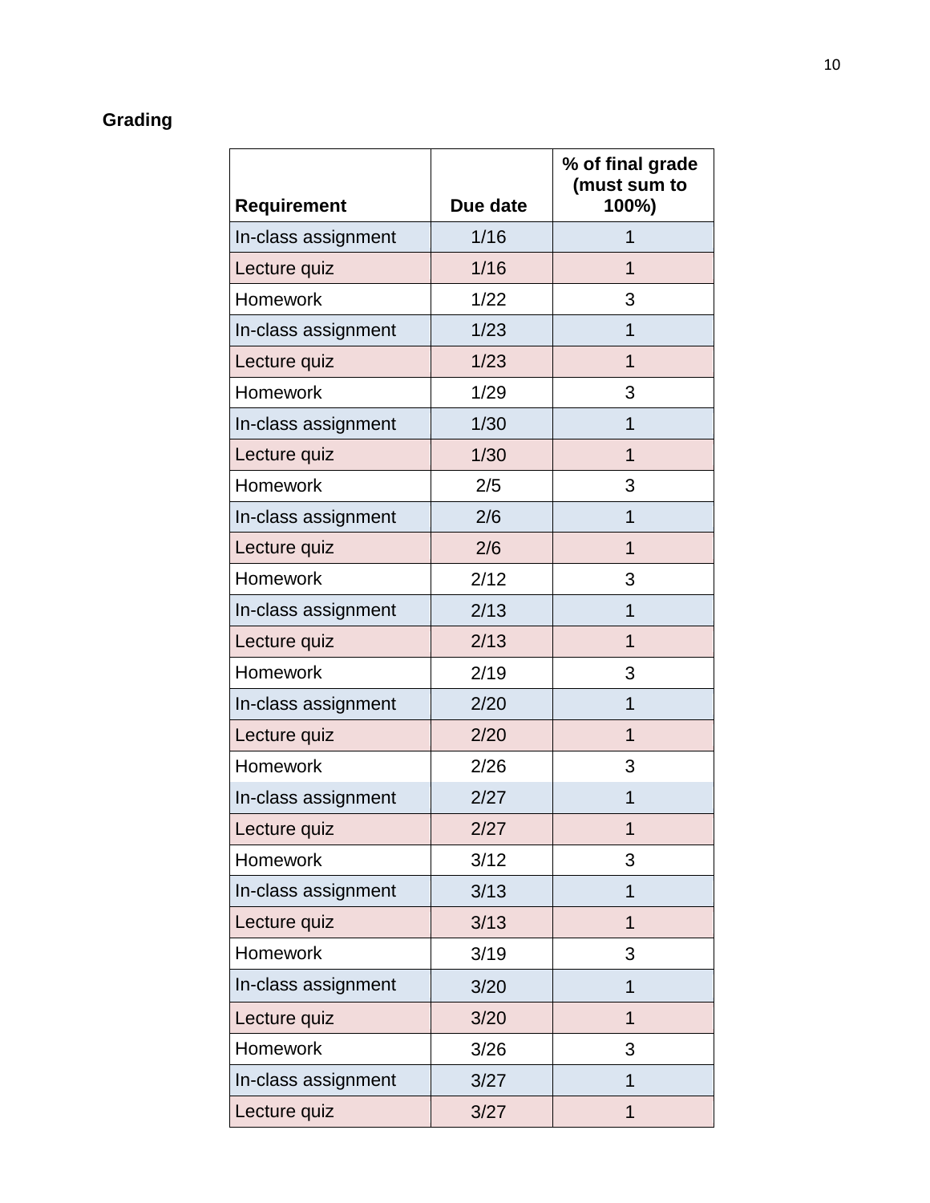**Grading**

| Requirement | Due date | % of final grade (must sum to 100%) |
|---|---|---|
| In-class assignment | 1/16 | 1 |
| Lecture quiz | 1/16 | 1 |
| Homework | 1/22 | 3 |
| In-class assignment | 1/23 | 1 |
| Lecture quiz | 1/23 | 1 |
| Homework | 1/29 | 3 |
| In-class assignment | 1/30 | 1 |
| Lecture quiz | 1/30 | 1 |
| Homework | 2/5 | 3 |
| In-class assignment | 2/6 | 1 |
| Lecture quiz | 2/6 | 1 |
| Homework | 2/12 | 3 |
| In-class assignment | 2/13 | 1 |
| Lecture quiz | 2/13 | 1 |
| Homework | 2/19 | 3 |
| In-class assignment | 2/20 | 1 |
| Lecture quiz | 2/20 | 1 |
| Homework | 2/26 | 3 |
| In-class assignment | 2/27 | 1 |
| Lecture quiz | 2/27 | 1 |
| Homework | 3/12 | 3 |
| In-class assignment | 3/13 | 1 |
| Lecture quiz | 3/13 | 1 |
| Homework | 3/19 | 3 |
| In-class assignment | 3/20 | 1 |
| Lecture quiz | 3/20 | 1 |
| Homework | 3/26 | 3 |
| In-class assignment | 3/27 | 1 |
| Lecture quiz | 3/27 | 1 |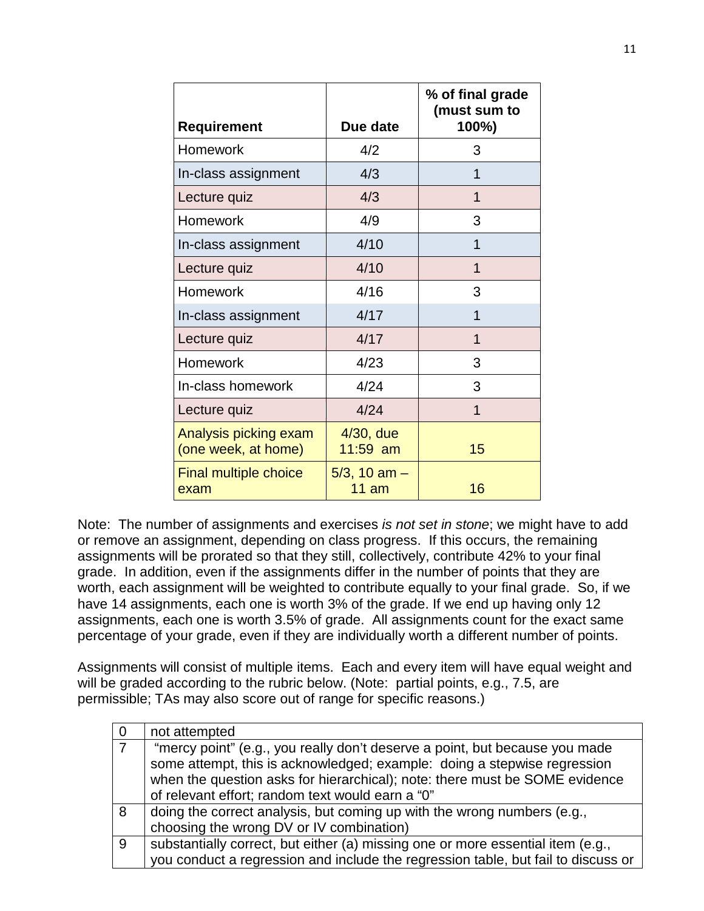| Requirement | Due date | % of final grade (must sum to 100%) |
|---|---|---|
| Homework | 4/2 | 3 |
| In-class assignment | 4/3 | 1 |
| Lecture quiz | 4/3 | 1 |
| Homework | 4/9 | 3 |
| In-class assignment | 4/10 | 1 |
| Lecture quiz | 4/10 | 1 |
| Homework | 4/16 | 3 |
| In-class assignment | 4/17 | 1 |
| Lecture quiz | 4/17 | 1 |
| Homework | 4/23 | 3 |
| In-class homework | 4/24 | 3 |
| Lecture quiz | 4/24 | 1 |
| Analysis picking exam (one week, at home) | 4/30, due 11:59 am | 15 |
| Final multiple choice exam | 5/3, 10 am – 11 am | 16 |

Note: The number of assignments and exercises *is not set in stone*; we might have to add or remove an assignment, depending on class progress. If this occurs, the remaining assignments will be prorated so that they still, collectively, contribute 42% to your final grade. In addition, even if the assignments differ in the number of points that they are worth, each assignment will be weighted to contribute equally to your final grade. So, if we have 14 assignments, each one is worth 3% of the grade. If we end up having only 12 assignments, each one is worth 3.5% of grade. All assignments count for the exact same percentage of your grade, even if they are individually worth a different number of points.

Assignments will consist of multiple items. Each and every item will have equal weight and will be graded according to the rubric below. (Note: partial points, e.g., 7.5, are permissible; TAs may also score out of range for specific reasons.)

| | |
|---|---|
| 0 | not attempted |
| 7 | "mercy point" (e.g., you really don't deserve a point, but because you made some attempt, this is acknowledged; example: doing a stepwise regression when the question asks for hierarchical); note: there must be SOME evidence of relevant effort; random text would earn a "0" |
| 8 | doing the correct analysis, but coming up with the wrong numbers (e.g., choosing the wrong DV or IV combination) |
| 9 | substantially correct, but either (a) missing one or more essential item (e.g., you conduct a regression and include the regression table, but fail to discuss or |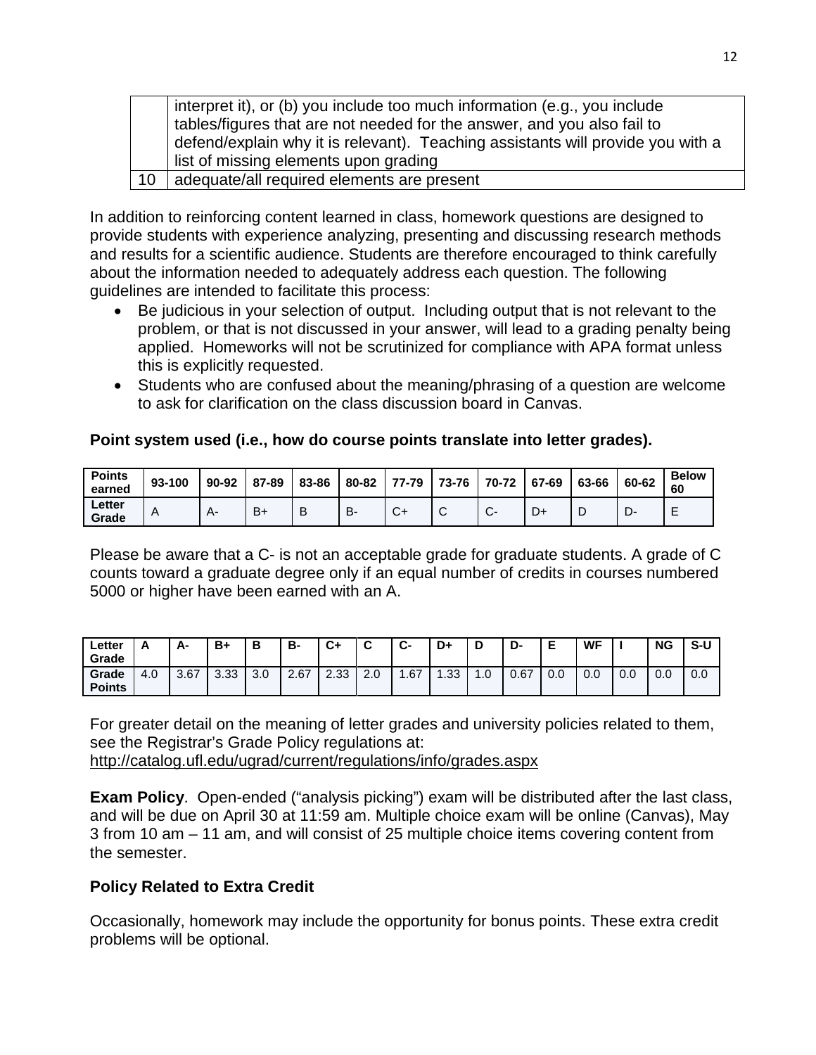| | |
|---|---|
| | interpret it), or (b) you include too much information (e.g., you include tables/figures that are not needed for the answer, and you also fail to defend/explain why it is relevant). Teaching assistants will provide you with a list of missing elements upon grading |
| 10 | adequate/all required elements are present |

In addition to reinforcing content learned in class, homework questions are designed to provide students with experience analyzing, presenting and discussing research methods and results for a scientific audience. Students are therefore encouraged to think carefully about the information needed to adequately address each question. The following guidelines are intended to facilitate this process:

- Be judicious in your selection of output. Including output that is not relevant to the problem, or that is not discussed in your answer, will lead to a grading penalty being applied. Homeworks will not be scrutinized for compliance with APA format unless this is explicitly requested.
- Students who are confused about the meaning/phrasing of a question are welcome to ask for clarification on the class discussion board in Canvas.

**Point system used (i.e., how do course points translate into letter grades).**

| Points earned | 93-100 | 90-92 | 87-89 | 83-86 | 80-82 | 77-79 | 73-76 | 70-72 | 67-69 | 63-66 | 60-62 | Below 60 |
|---|---|---|---|---|---|---|---|---|---|---|---|---|
| Letter Grade | A | A- | B+ | B | B- | C+ | C | C- | D+ | D | D- | E |

Please be aware that a C- is not an acceptable grade for graduate students. A grade of C counts toward a graduate degree only if an equal number of credits in courses numbered 5000 or higher have been earned with an A.

| Letter Grade | A | A- | B+ | B | B- | C+ | C | C- | D+ | D | D- | E | WF | I | NG | S-U |
|---|---|---|---|---|---|---|---|---|---|---|---|---|---|---|---|---|
| Grade Points | 4.0 | 3.67 | 3.33 | 3.0 | 2.67 | 2.33 | 2.0 | 1.67 | 1.33 | 1.0 | 0.67 | 0.0 | 0.0 | 0.0 | 0.0 | 0.0 |

For greater detail on the meaning of letter grades and university policies related to them, see the Registrar's Grade Policy regulations at:
http://catalog.ufl.edu/ugrad/current/regulations/info/grades.aspx

**Exam Policy**. Open-ended ("analysis picking") exam will be distributed after the last class, and will be due on April 30 at 11:59 am. Multiple choice exam will be online (Canvas), May 3 from 10 am – 11 am, and will consist of 25 multiple choice items covering content from the semester.

**Policy Related to Extra Credit**

Occasionally, homework may include the opportunity for bonus points. These extra credit problems will be optional.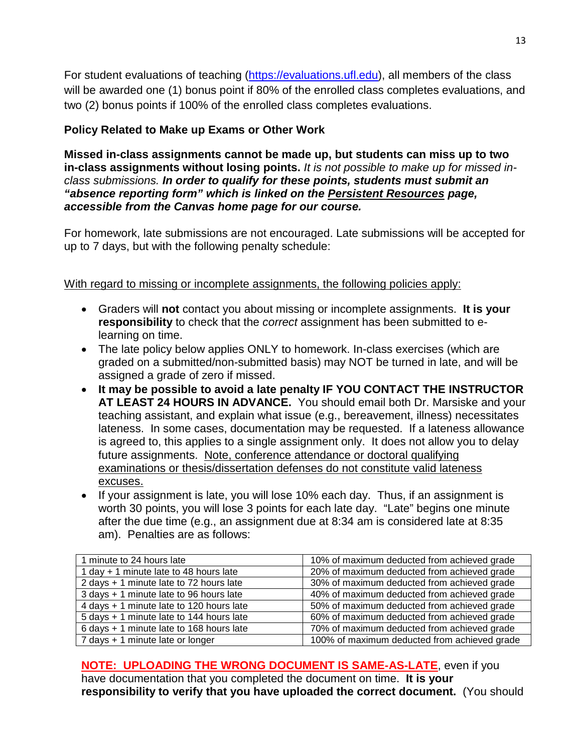For student evaluations of teaching (https://evaluations.ufl.edu), all members of the class will be awarded one (1) bonus point if 80% of the enrolled class completes evaluations, and two (2) bonus points if 100% of the enrolled class completes evaluations.

**Policy Related to Make up Exams or Other Work**

**Missed in-class assignments cannot be made up, but students can miss up to two in-class assignments without losing points.** *It is not possible to make up for missed in-class submissions.* ***In order to qualify for these points, students must submit an "absence reporting form" which is linked on the Persistent Resources page, accessible from the Canvas home page for our course.***

For homework, late submissions are not encouraged. Late submissions will be accepted for up to 7 days, but with the following penalty schedule:

With regard to missing or incomplete assignments, the following policies apply:

- Graders will **not** contact you about missing or incomplete assignments. **It is your responsibility** to check that the *correct* assignment has been submitted to e-learning on time.
- The late policy below applies ONLY to homework. In-class exercises (which are graded on a submitted/non-submitted basis) may NOT be turned in late, and will be assigned a grade of zero if missed.
- **It may be possible to avoid a late penalty IF YOU CONTACT THE INSTRUCTOR AT LEAST 24 HOURS IN ADVANCE.** You should email both Dr. Marsiske and your teaching assistant, and explain what issue (e.g., bereavement, illness) necessitates lateness. In some cases, documentation may be requested. If a lateness allowance is agreed to, this applies to a single assignment only. It does not allow you to delay future assignments. Note, conference attendance or doctoral qualifying examinations or thesis/dissertation defenses do not constitute valid lateness excuses.
- If your assignment is late, you will lose 10% each day. Thus, if an assignment is worth 30 points, you will lose 3 points for each late day. "Late" begins one minute after the due time (e.g., an assignment due at 8:34 am is considered late at 8:35 am). Penalties are as follows:

| 1 minute to 24 hours late | 10% of maximum deducted from achieved grade |
|---|---|
| 1 day + 1 minute late to 48 hours late | 20% of maximum deducted from achieved grade |
| 2 days + 1 minute late to 72 hours late | 30% of maximum deducted from achieved grade |
| 3 days + 1 minute late to 96 hours late | 40% of maximum deducted from achieved grade |
| 4 days + 1 minute late to 120 hours late | 50% of maximum deducted from achieved grade |
| 5 days + 1 minute late to 144 hours late | 60% of maximum deducted from achieved grade |
| 6 days + 1 minute late to 168 hours late | 70% of maximum deducted from achieved grade |
| 7 days + 1 minute late or longer | 100% of maximum deducted from achieved grade |

**NOTE: UPLOADING THE WRONG DOCUMENT IS SAME-AS-LATE**, even if you have documentation that you completed the document on time. **It is your responsibility to verify that you have uploaded the correct document.** (You should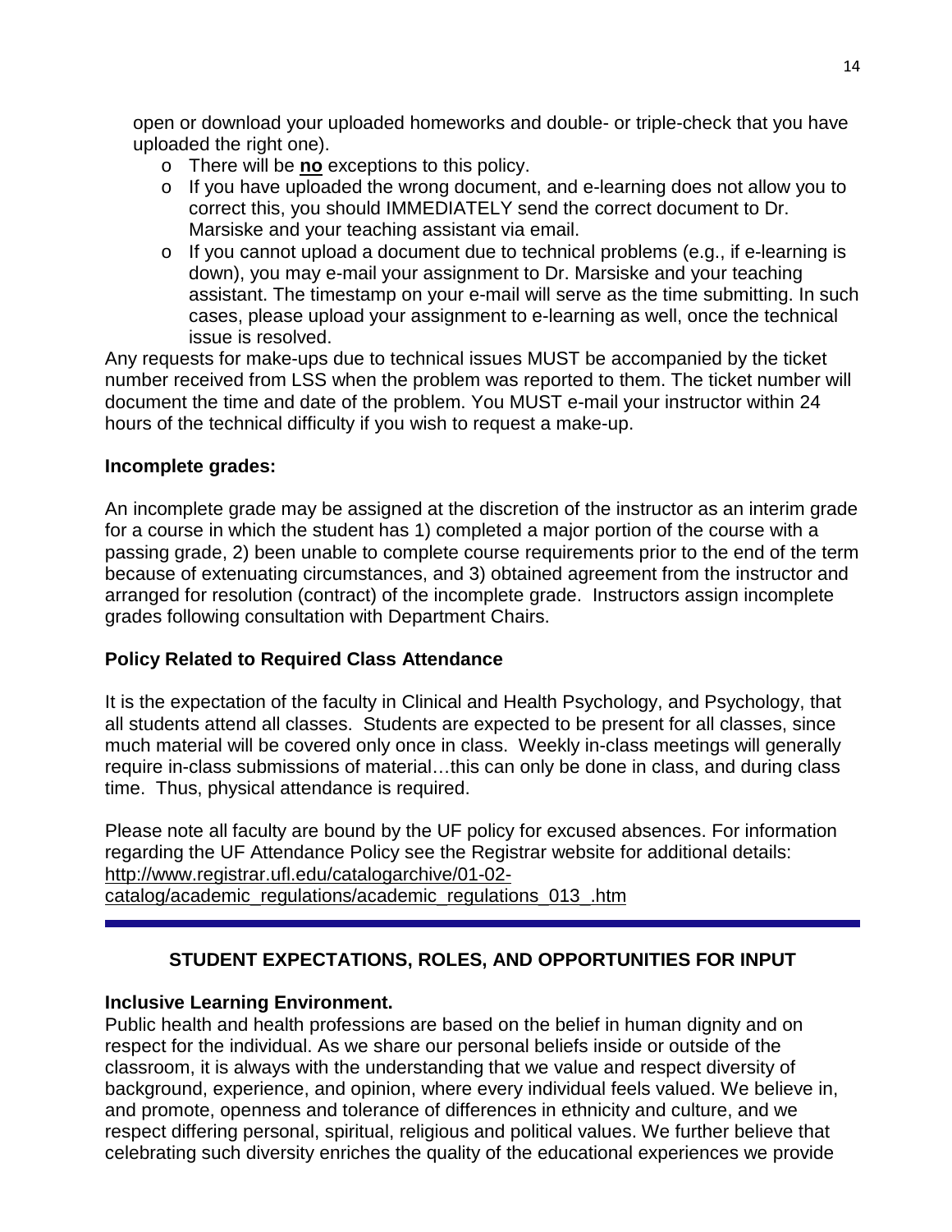open or download your uploaded homeworks and double- or triple-check that you have uploaded the right one).

- There will be **no** exceptions to this policy.
- If you have uploaded the wrong document, and e-learning does not allow you to correct this, you should IMMEDIATELY send the correct document to Dr. Marsiske and your teaching assistant via email.
- If you cannot upload a document due to technical problems (e.g., if e-learning is down), you may e-mail your assignment to Dr. Marsiske and your teaching assistant. The timestamp on your e-mail will serve as the time submitting. In such cases, please upload your assignment to e-learning as well, once the technical issue is resolved.

Any requests for make-ups due to technical issues MUST be accompanied by the ticket number received from LSS when the problem was reported to them. The ticket number will document the time and date of the problem. You MUST e-mail your instructor within 24 hours of the technical difficulty if you wish to request a make-up.

**Incomplete grades:**

An incomplete grade may be assigned at the discretion of the instructor as an interim grade for a course in which the student has 1) completed a major portion of the course with a passing grade, 2) been unable to complete course requirements prior to the end of the term because of extenuating circumstances, and 3) obtained agreement from the instructor and arranged for resolution (contract) of the incomplete grade. Instructors assign incomplete grades following consultation with Department Chairs.

**Policy Related to Required Class Attendance**

It is the expectation of the faculty in Clinical and Health Psychology, and Psychology, that all students attend all classes. Students are expected to be present for all classes, since much material will be covered only once in class. Weekly in-class meetings will generally require in-class submissions of material…this can only be done in class, and during class time. Thus, physical attendance is required.

Please note all faculty are bound by the UF policy for excused absences. For information regarding the UF Attendance Policy see the Registrar website for additional details: http://www.registrar.ufl.edu/catalogarchive/01-02-catalog/academic_regulations/academic_regulations_013_.htm

---

## STUDENT EXPECTATIONS, ROLES, AND OPPORTUNITIES FOR INPUT

**Inclusive Learning Environment.**

Public health and health professions are based on the belief in human dignity and on respect for the individual. As we share our personal beliefs inside or outside of the classroom, it is always with the understanding that we value and respect diversity of background, experience, and opinion, where every individual feels valued. We believe in, and promote, openness and tolerance of differences in ethnicity and culture, and we respect differing personal, spiritual, religious and political values. We further believe that celebrating such diversity enriches the quality of the educational experiences we provide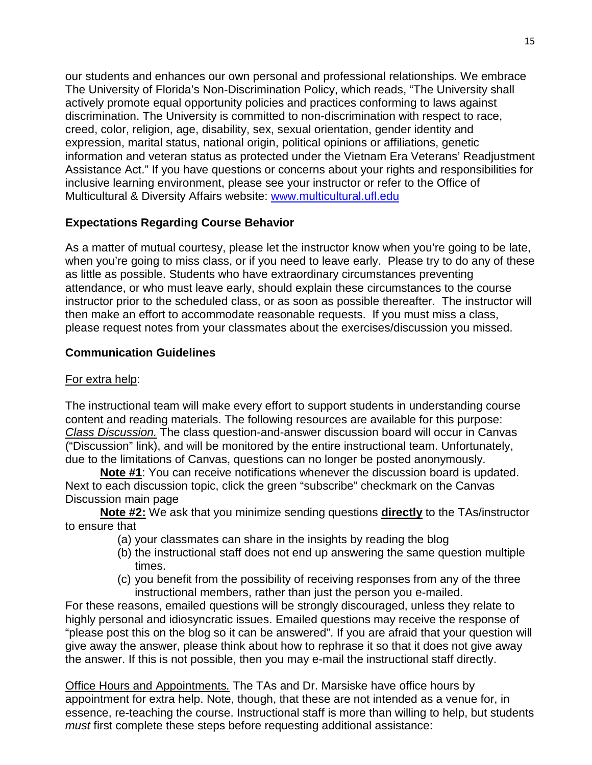our students and enhances our own personal and professional relationships. We embrace The University of Florida's Non-Discrimination Policy, which reads, "The University shall actively promote equal opportunity policies and practices conforming to laws against discrimination. The University is committed to non-discrimination with respect to race, creed, color, religion, age, disability, sex, sexual orientation, gender identity and expression, marital status, national origin, political opinions or affiliations, genetic information and veteran status as protected under the Vietnam Era Veterans' Readjustment Assistance Act." If you have questions or concerns about your rights and responsibilities for inclusive learning environment, please see your instructor or refer to the Office of Multicultural & Diversity Affairs website: [www.multicultural.ufl.edu](http://www.multicultural.ufl.edu)

## Expectations Regarding Course Behavior

As a matter of mutual courtesy, please let the instructor know when you're going to be late, when you're going to miss class, or if you need to leave early. Please try to do any of these as little as possible. Students who have extraordinary circumstances preventing attendance, or who must leave early, should explain these circumstances to the course instructor prior to the scheduled class, or as soon as possible thereafter. The instructor will then make an effort to accommodate reasonable requests. If you must miss a class, please request notes from your classmates about the exercises/discussion you missed.

## Communication Guidelines

For extra help:

The instructional team will make every effort to support students in understanding course content and reading materials. The following resources are available for this purpose: *Class Discussion.* The class question-and-answer discussion board will occur in Canvas ("Discussion" link), and will be monitored by the entire instructional team. Unfortunately, due to the limitations of Canvas, questions can no longer be posted anonymously.

**Note #1**: You can receive notifications whenever the discussion board is updated. Next to each discussion topic, click the green "subscribe" checkmark on the Canvas Discussion main page

**Note #2:** We ask that you minimize sending questions **directly** to the TAs/instructor to ensure that

(a) your classmates can share in the insights by reading the blog
(b) the instructional staff does not end up answering the same question multiple times.
(c) you benefit from the possibility of receiving responses from any of the three instructional members, rather than just the person you e-mailed.

For these reasons, emailed questions will be strongly discouraged, unless they relate to highly personal and idiosyncratic issues. Emailed questions may receive the response of "please post this on the blog so it can be answered". If you are afraid that your question will give away the answer, please think about how to rephrase it so that it does not give away the answer. If this is not possible, then you may e-mail the instructional staff directly.

Office Hours and Appointments*.* The TAs and Dr. Marsiske have office hours by appointment for extra help. Note, though, that these are not intended as a venue for, in essence, re-teaching the course. Instructional staff is more than willing to help, but students *must* first complete these steps before requesting additional assistance: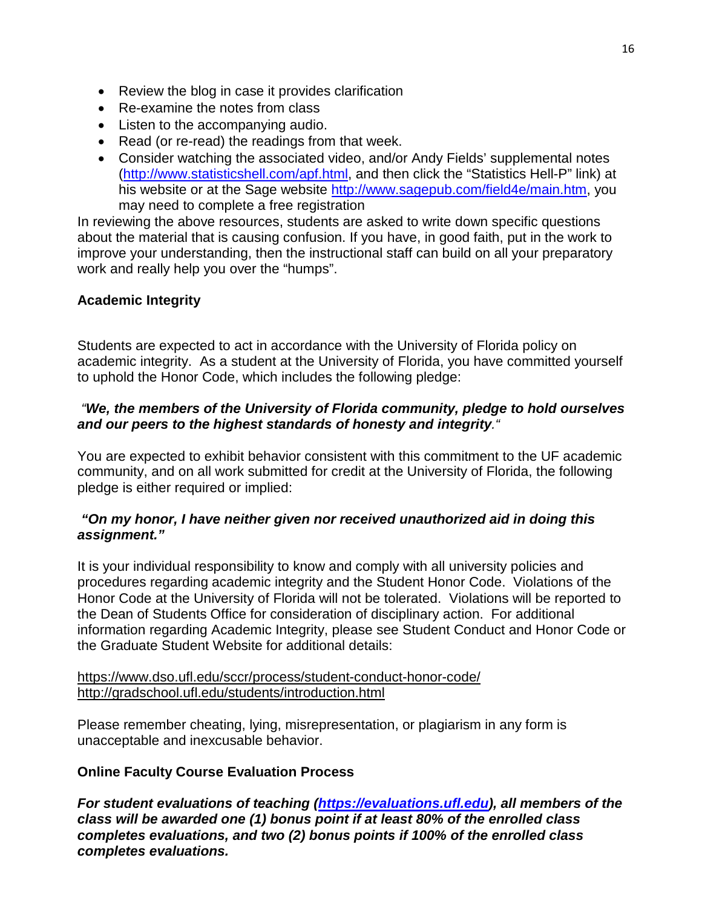- Review the blog in case it provides clarification
- Re-examine the notes from class
- Listen to the accompanying audio.
- Read (or re-read) the readings from that week.
- Consider watching the associated video, and/or Andy Fields' supplemental notes (http://www.statisticshell.com/apf.html, and then click the "Statistics Hell-P" link) at his website or at the Sage website http://www.sagepub.com/field4e/main.htm, you may need to complete a free registration

In reviewing the above resources, students are asked to write down specific questions about the material that is causing confusion. If you have, in good faith, put in the work to improve your understanding, then the instructional staff can build on all your preparatory work and really help you over the "humps".

**Academic Integrity**

Students are expected to act in accordance with the University of Florida policy on academic integrity. As a student at the University of Florida, you have committed yourself to uphold the Honor Code, which includes the following pledge:

*"**We, the members of the University of Florida community, pledge to hold ourselves and our peers to the highest standards of honesty and integrity**."*

You are expected to exhibit behavior consistent with this commitment to the UF academic community, and on all work submitted for credit at the University of Florida, the following pledge is either required or implied:

***"On my honor, I have neither given nor received unauthorized aid in doing this assignment."***

It is your individual responsibility to know and comply with all university policies and procedures regarding academic integrity and the Student Honor Code. Violations of the Honor Code at the University of Florida will not be tolerated. Violations will be reported to the Dean of Students Office for consideration of disciplinary action. For additional information regarding Academic Integrity, please see Student Conduct and Honor Code or the Graduate Student Website for additional details:

https://www.dso.ufl.edu/sccr/process/student-conduct-honor-code/
http://gradschool.ufl.edu/students/introduction.html

Please remember cheating, lying, misrepresentation, or plagiarism in any form is unacceptable and inexcusable behavior.

**Online Faculty Course Evaluation Process**

***For student evaluations of teaching (https://evaluations.ufl.edu), all members of the class will be awarded one (1) bonus point if at least 80% of the enrolled class completes evaluations, and two (2) bonus points if 100% of the enrolled class completes evaluations.***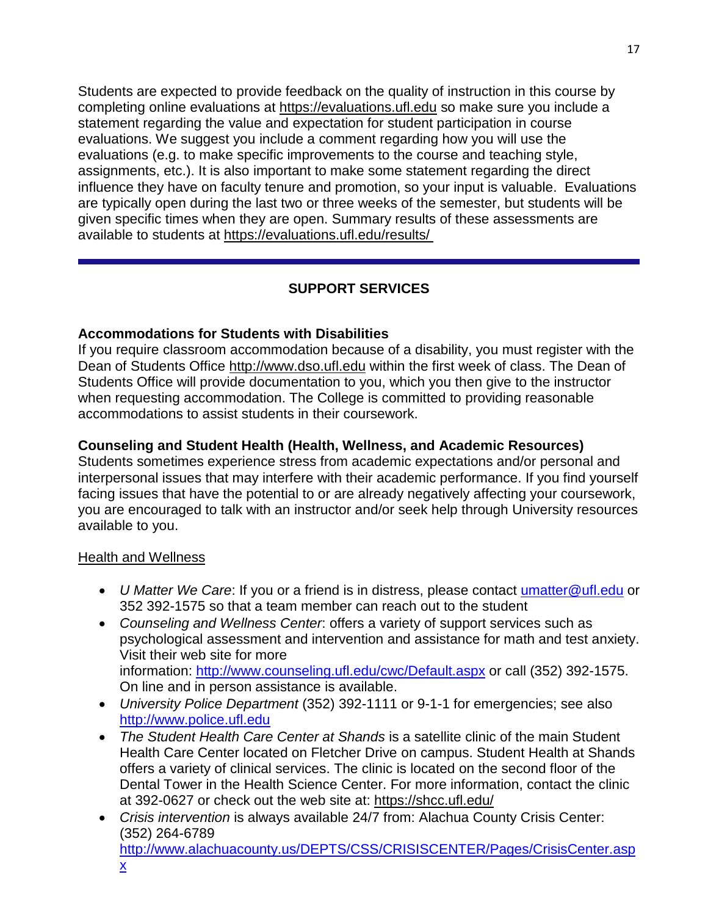Students are expected to provide feedback on the quality of instruction in this course by completing online evaluations at https://evaluations.ufl.edu so make sure you include a statement regarding the value and expectation for student participation in course evaluations. We suggest you include a comment regarding how you will use the evaluations (e.g. to make specific improvements to the course and teaching style, assignments, etc.). It is also important to make some statement regarding the direct influence they have on faculty tenure and promotion, so your input is valuable. Evaluations are typically open during the last two or three weeks of the semester, but students will be given specific times when they are open. Summary results of these assessments are available to students at https://evaluations.ufl.edu/results/

---

## SUPPORT SERVICES

### Accommodations for Students with Disabilities

If you require classroom accommodation because of a disability, you must register with the Dean of Students Office http://www.dso.ufl.edu within the first week of class. The Dean of Students Office will provide documentation to you, which you then give to the instructor when requesting accommodation. The College is committed to providing reasonable accommodations to assist students in their coursework.

### Counseling and Student Health (Health, Wellness, and Academic Resources)

Students sometimes experience stress from academic expectations and/or personal and interpersonal issues that may interfere with their academic performance. If you find yourself facing issues that have the potential to or are already negatively affecting your coursework, you are encouraged to talk with an instructor and/or seek help through University resources available to you.

Health and Wellness

- *U Matter We Care*: If you or a friend is in distress, please contact umatter@ufl.edu or 352 392-1575 so that a team member can reach out to the student
- *Counseling and Wellness Center*: offers a variety of support services such as psychological assessment and intervention and assistance for math and test anxiety. Visit their web site for more information: http://www.counseling.ufl.edu/cwc/Default.aspx or call (352) 392-1575. On line and in person assistance is available.
- *University Police Department* (352) 392-1111 or 9-1-1 for emergencies; see also http://www.police.ufl.edu
- *The Student Health Care Center at Shands* is a satellite clinic of the main Student Health Care Center located on Fletcher Drive on campus. Student Health at Shands offers a variety of clinical services. The clinic is located on the second floor of the Dental Tower in the Health Science Center. For more information, contact the clinic at 392-0627 or check out the web site at: https://shcc.ufl.edu/
- *Crisis intervention* is always available 24/7 from: Alachua County Crisis Center: (352) 264-6789 http://www.alachuacounty.us/DEPTS/CSS/CRISISCENTER/Pages/CrisisCenter.aspx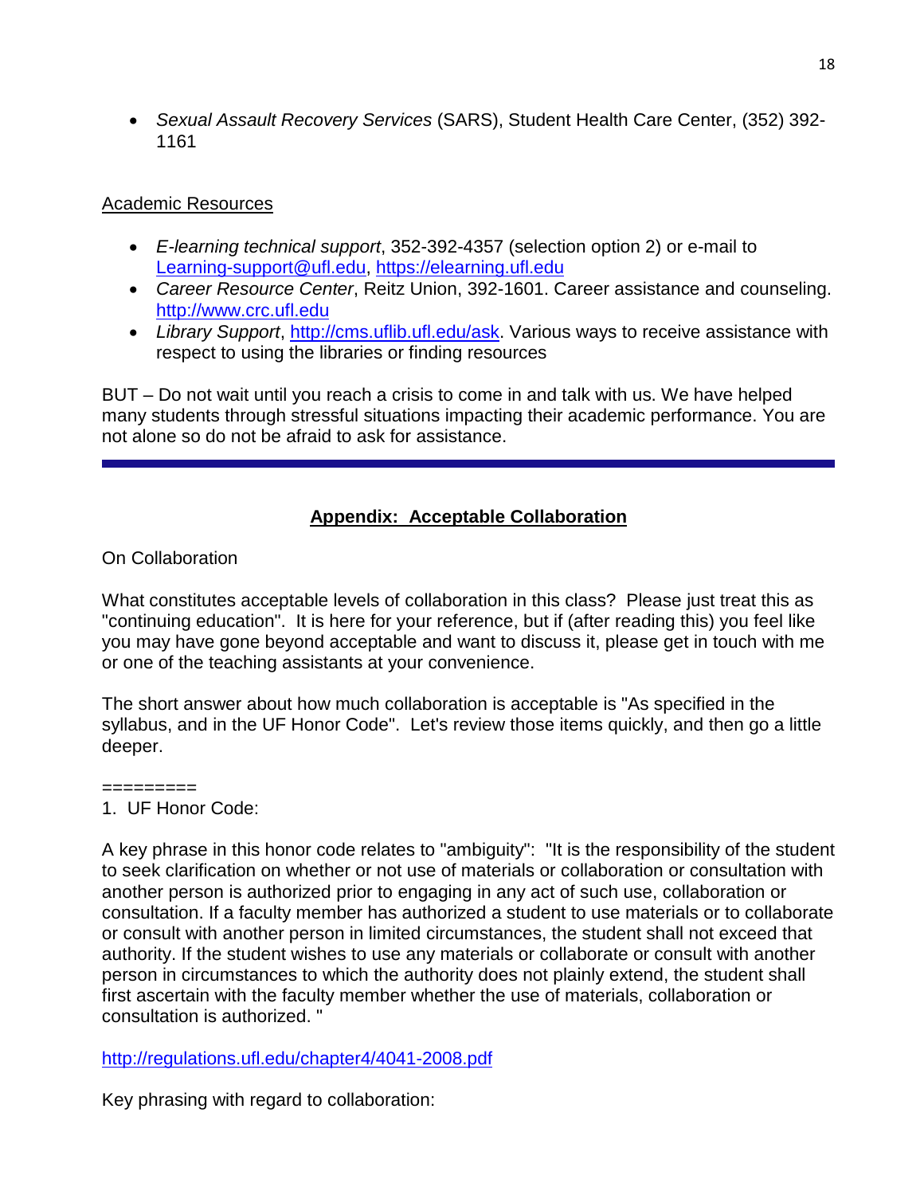- *Sexual Assault Recovery Services* (SARS), Student Health Care Center, (352) 392-1161

Academic Resources

- *E-learning technical support*, 352-392-4357 (selection option 2) or e-mail to Learning-support@ufl.edu, https://elearning.ufl.edu
- *Career Resource Center*, Reitz Union, 392-1601. Career assistance and counseling. http://www.crc.ufl.edu
- *Library Support*, http://cms.uflib.ufl.edu/ask. Various ways to receive assistance with respect to using the libraries or finding resources

BUT – Do not wait until you reach a crisis to come in and talk with us. We have helped many students through stressful situations impacting their academic performance. You are not alone so do not be afraid to ask for assistance.

---

## **Appendix: Acceptable Collaboration**

On Collaboration

What constitutes acceptable levels of collaboration in this class? Please just treat this as "continuing education". It is here for your reference, but if (after reading this) you feel like you may have gone beyond acceptable and want to discuss it, please get in touch with me or one of the teaching assistants at your convenience.

The short answer about how much collaboration is acceptable is "As specified in the syllabus, and in the UF Honor Code". Let's review those items quickly, and then go a little deeper.

=========

1. UF Honor Code:

A key phrase in this honor code relates to "ambiguity": "It is the responsibility of the student to seek clarification on whether or not use of materials or collaboration or consultation with another person is authorized prior to engaging in any act of such use, collaboration or consultation. If a faculty member has authorized a student to use materials or to collaborate or consult with another person in limited circumstances, the student shall not exceed that authority. If the student wishes to use any materials or collaborate or consult with another person in circumstances to which the authority does not plainly extend, the student shall first ascertain with the faculty member whether the use of materials, collaboration or consultation is authorized. "

http://regulations.ufl.edu/chapter4/4041-2008.pdf

Key phrasing with regard to collaboration: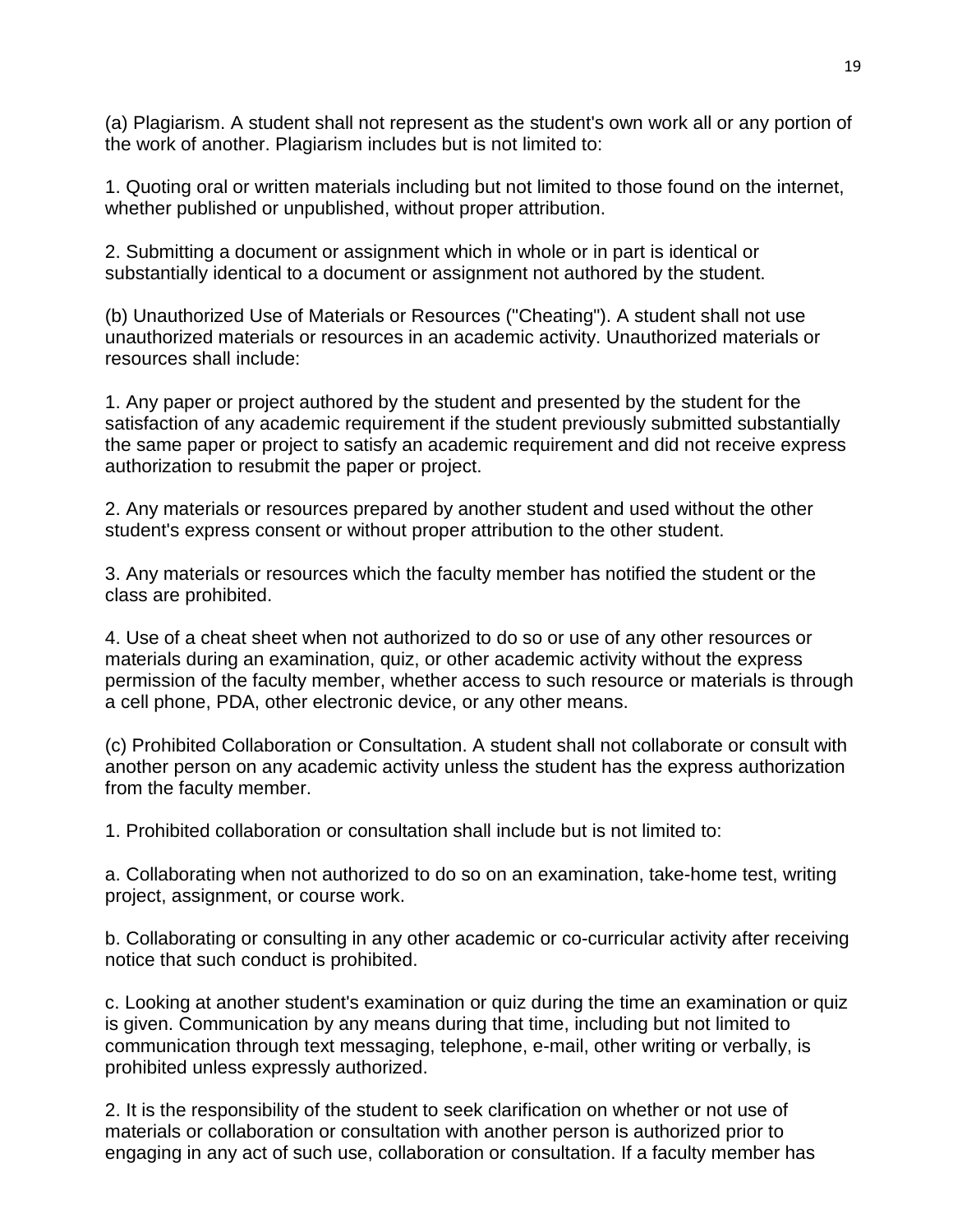(a) Plagiarism. A student shall not represent as the student's own work all or any portion of the work of another. Plagiarism includes but is not limited to:

1. Quoting oral or written materials including but not limited to those found on the internet, whether published or unpublished, without proper attribution.

2. Submitting a document or assignment which in whole or in part is identical or substantially identical to a document or assignment not authored by the student.

(b) Unauthorized Use of Materials or Resources ("Cheating"). A student shall not use unauthorized materials or resources in an academic activity. Unauthorized materials or resources shall include:

1. Any paper or project authored by the student and presented by the student for the satisfaction of any academic requirement if the student previously submitted substantially the same paper or project to satisfy an academic requirement and did not receive express authorization to resubmit the paper or project.

2. Any materials or resources prepared by another student and used without the other student's express consent or without proper attribution to the other student.

3. Any materials or resources which the faculty member has notified the student or the class are prohibited.

4. Use of a cheat sheet when not authorized to do so or use of any other resources or materials during an examination, quiz, or other academic activity without the express permission of the faculty member, whether access to such resource or materials is through a cell phone, PDA, other electronic device, or any other means.

(c) Prohibited Collaboration or Consultation. A student shall not collaborate or consult with another person on any academic activity unless the student has the express authorization from the faculty member.

1. Prohibited collaboration or consultation shall include but is not limited to:

a. Collaborating when not authorized to do so on an examination, take-home test, writing project, assignment, or course work.

b. Collaborating or consulting in any other academic or co-curricular activity after receiving notice that such conduct is prohibited.

c. Looking at another student's examination or quiz during the time an examination or quiz is given. Communication by any means during that time, including but not limited to communication through text messaging, telephone, e-mail, other writing or verbally, is prohibited unless expressly authorized.

2. It is the responsibility of the student to seek clarification on whether or not use of materials or collaboration or consultation with another person is authorized prior to engaging in any act of such use, collaboration or consultation. If a faculty member has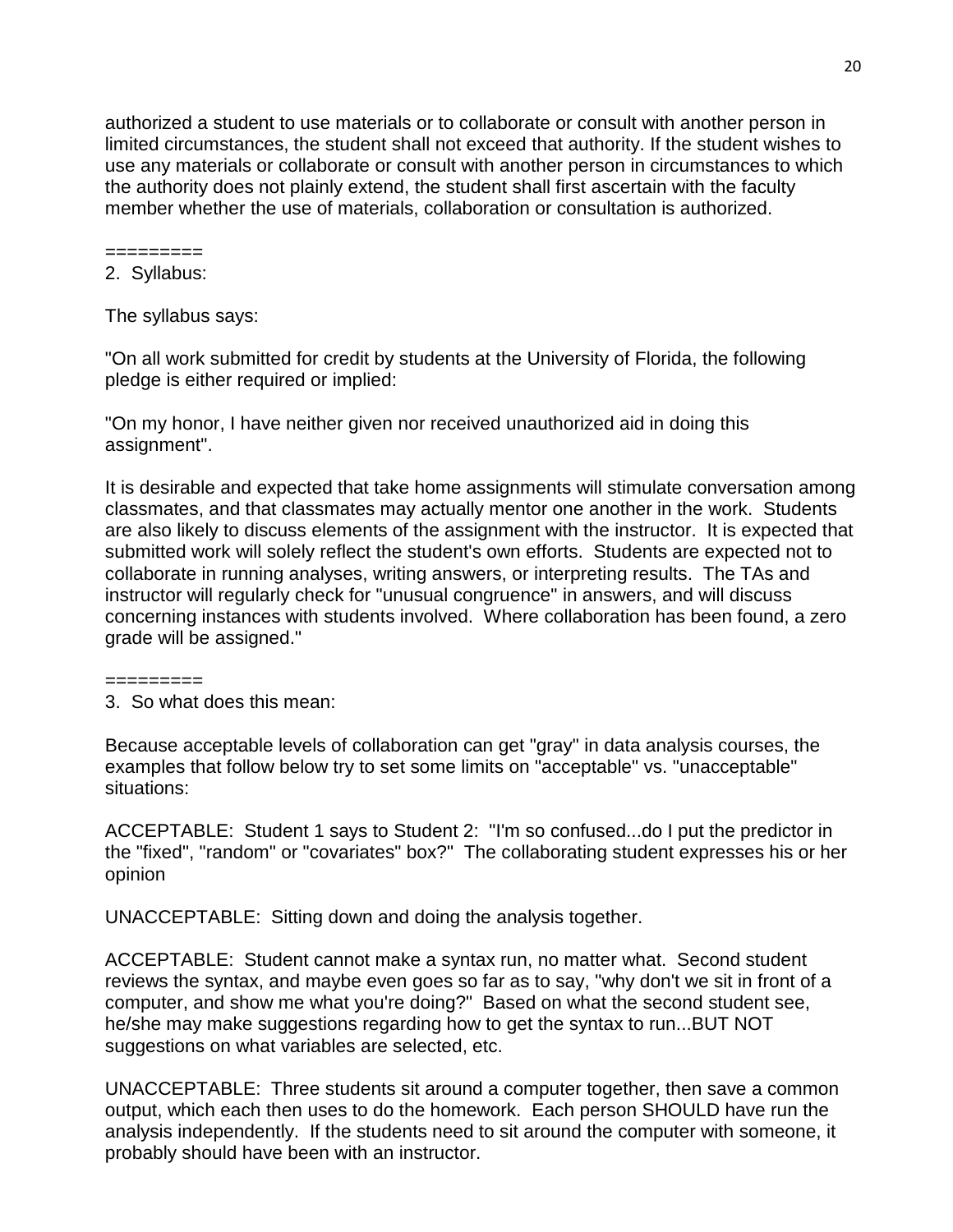authorized a student to use materials or to collaborate or consult with another person in limited circumstances, the student shall not exceed that authority. If the student wishes to use any materials or collaborate or consult with another person in circumstances to which the authority does not plainly extend, the student shall first ascertain with the faculty member whether the use of materials, collaboration or consultation is authorized.

=========

2. Syllabus:

The syllabus says:

"On all work submitted for credit by students at the University of Florida, the following pledge is either required or implied:

"On my honor, I have neither given nor received unauthorized aid in doing this assignment".

It is desirable and expected that take home assignments will stimulate conversation among classmates, and that classmates may actually mentor one another in the work. Students are also likely to discuss elements of the assignment with the instructor. It is expected that submitted work will solely reflect the student's own efforts. Students are expected not to collaborate in running analyses, writing answers, or interpreting results. The TAs and instructor will regularly check for "unusual congruence" in answers, and will discuss concerning instances with students involved. Where collaboration has been found, a zero grade will be assigned."

=========

3. So what does this mean:

Because acceptable levels of collaboration can get "gray" in data analysis courses, the examples that follow below try to set some limits on "acceptable" vs. "unacceptable" situations:

ACCEPTABLE: Student 1 says to Student 2: "I'm so confused...do I put the predictor in the "fixed", "random" or "covariates" box?" The collaborating student expresses his or her opinion

UNACCEPTABLE: Sitting down and doing the analysis together.

ACCEPTABLE: Student cannot make a syntax run, no matter what. Second student reviews the syntax, and maybe even goes so far as to say, "why don't we sit in front of a computer, and show me what you're doing?" Based on what the second student see, he/she may make suggestions regarding how to get the syntax to run...BUT NOT suggestions on what variables are selected, etc.

UNACCEPTABLE: Three students sit around a computer together, then save a common output, which each then uses to do the homework. Each person SHOULD have run the analysis independently. If the students need to sit around the computer with someone, it probably should have been with an instructor.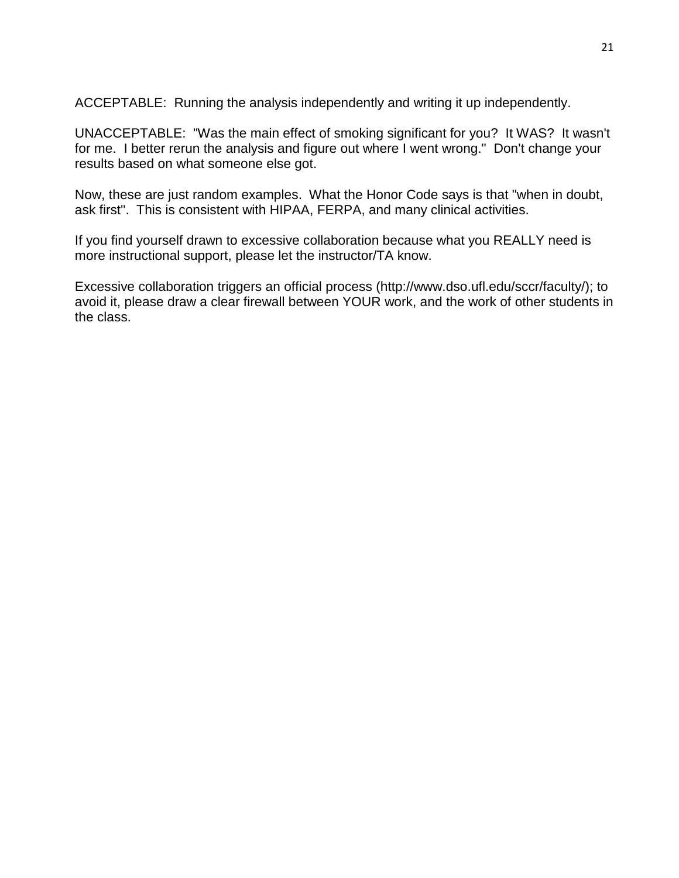ACCEPTABLE: Running the analysis independently and writing it up independently.

UNACCEPTABLE: "Was the main effect of smoking significant for you? It WAS? It wasn't for me. I better rerun the analysis and figure out where I went wrong." Don't change your results based on what someone else got.

Now, these are just random examples. What the Honor Code says is that "when in doubt, ask first". This is consistent with HIPAA, FERPA, and many clinical activities.

If you find yourself drawn to excessive collaboration because what you REALLY need is more instructional support, please let the instructor/TA know.

Excessive collaboration triggers an official process (http://www.dso.ufl.edu/sccr/faculty/); to avoid it, please draw a clear firewall between YOUR work, and the work of other students in the class.